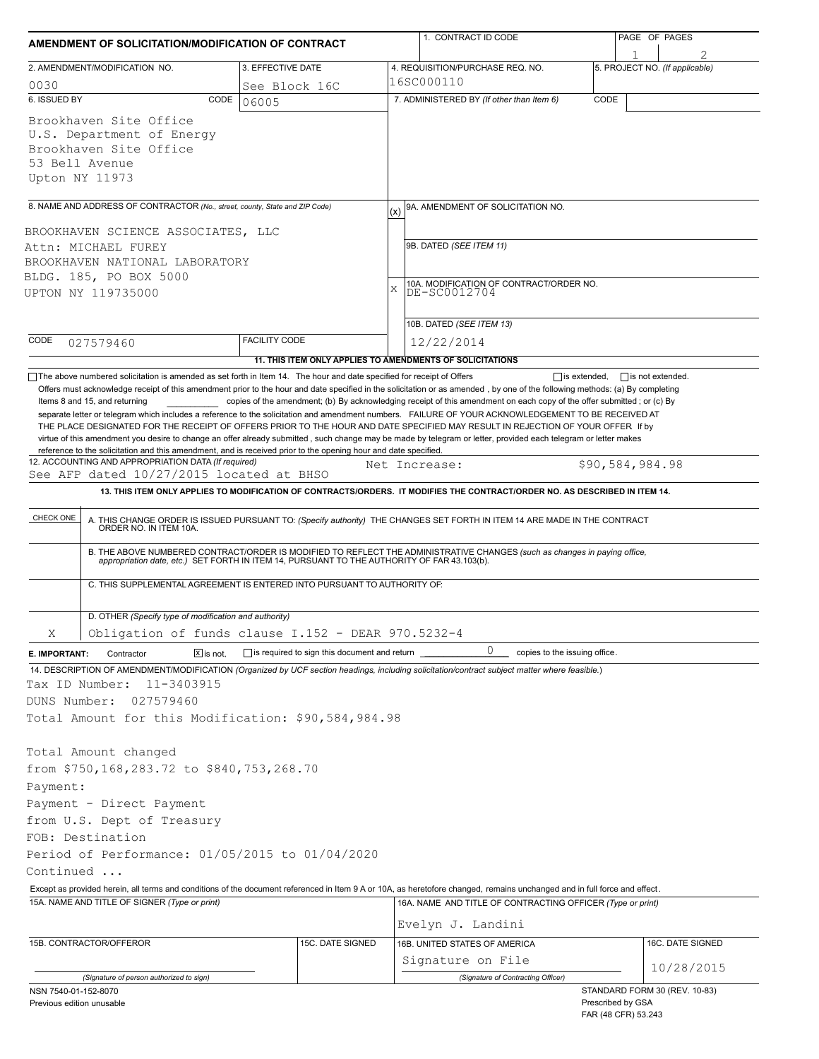# AMENDMENT OF SOLICITATION/MODIFICATION OF CONTRACT

| 1. CONTRACT ID CODE | PAGE OF PAGES |
|---|---|
| | 1 / 2 |

| 2. AMENDMENT/MODIFICATION NO. | 3. EFFECTIVE DATE | 4. REQUISITION/PURCHASE REQ. NO. | 5. PROJECT NO. (If applicable) |
|---|---|---|---|
| 0030 | See Block 16C | 16SC000110 | |

**6. ISSUED BY** CODE 06005

Brookhaven Site Office
U.S. Department of Energy
Brookhaven Site Office
53 Bell Avenue
Upton NY 11973

**7. ADMINISTERED BY** (If other than Item 6) CODE

**8. NAME AND ADDRESS OF CONTRACTOR** (No., street, county, State and ZIP Code)

BROOKHAVEN SCIENCE ASSOCIATES, LLC
Attn: MICHAEL FUREY
BROOKHAVEN NATIONAL LABORATORY
BLDG. 185, PO BOX 5000
UPTON NY 119735000

CODE 027579460 FACILITY CODE

(x) 9A. AMENDMENT OF SOLICITATION NO.

9B. DATED (SEE ITEM 11)

X 10A. MODIFICATION OF CONTRACT/ORDER NO. DE-SC0012704

10B. DATED (SEE ITEM 13) 12/22/2014

**11. THIS ITEM ONLY APPLIES TO AMENDMENTS OF SOLICITATIONS**

☐ The above numbered solicitation is amended as set forth in Item 14. The hour and date specified for receipt of Offers ☐ is extended, ☐ is not extended.

Offers must acknowledge receipt of this amendment prior to the hour and date specified in the solicitation or as amended , by one of the following methods: (a) By completing Items 8 and 15, and returning \_\_\_\_\_\_ copies of the amendment; (b) By acknowledging receipt of this amendment on each copy of the offer submitted ; or (c) By separate letter or telegram which includes a reference to the solicitation and amendment numbers. FAILURE OF YOUR ACKNOWLEDGEMENT TO BE RECEIVED AT THE PLACE DESIGNATED FOR THE RECEIPT OF OFFERS PRIOR TO THE HOUR AND DATE SPECIFIED MAY RESULT IN REJECTION OF YOUR OFFER If by virtue of this amendment you desire to change an offer already submitted , such change may be made by telegram or letter, provided each telegram or letter makes reference to the solicitation and this amendment, and is received prior to the opening hour and date specified.

**12. ACCOUNTING AND APPROPRIATION DATA** (If required)
See AFP dated 10/27/2015 located at BHSO — Net Increase: $90,584,984.98

**13. THIS ITEM ONLY APPLIES TO MODIFICATION OF CONTRACTS/ORDERS. IT MODIFIES THE CONTRACT/ORDER NO. AS DESCRIBED IN ITEM 14.**

| CHECK ONE | |
|---|---|
| | A. THIS CHANGE ORDER IS ISSUED PURSUANT TO: (Specify authority) THE CHANGES SET FORTH IN ITEM 14 ARE MADE IN THE CONTRACT ORDER NO. IN ITEM 10A. |
| | B. THE ABOVE NUMBERED CONTRACT/ORDER IS MODIFIED TO REFLECT THE ADMINISTRATIVE CHANGES (such as changes in paying office, appropriation date, etc.) SET FORTH IN ITEM 14, PURSUANT TO THE AUTHORITY OF FAR 43.103(b). |
| | C. THIS SUPPLEMENTAL AGREEMENT IS ENTERED INTO PURSUANT TO AUTHORITY OF: |
| X | D. OTHER (Specify type of modification and authority) Obligation of funds clause I.152 - DEAR 970.5232-4 |

**E. IMPORTANT:** Contractor ☒ is not, ☐ is required to sign this document and return 0 copies to the issuing office.

**14. DESCRIPTION OF AMENDMENT/MODIFICATION** (Organized by UCF section headings, including solicitation/contract subject matter where feasible.)

Tax ID Number: 11-3403915
DUNS Number: 027579460
Total Amount for this Modification: $90,584,984.98

Total Amount changed
from $750,168,283.72 to $840,753,268.70
Payment:
Payment - Direct Payment
from U.S. Dept of Treasury
FOB: Destination
Period of Performance: 01/05/2015 to 01/04/2020
Continued ...

Except as provided herein, all terms and conditions of the document referenced in Item 9 A or 10A, as heretofore changed, remains unchanged and in full force and effect.

| 15A. NAME AND TITLE OF SIGNER (Type or print) | | 16A. NAME AND TITLE OF CONTRACTING OFFICER (Type or print) | |
|---|---|---|---|
| | | Evelyn J. Landini | |
| 15B. CONTRACTOR/OFFEROR | 15C. DATE SIGNED | 16B. UNITED STATES OF AMERICA | 16C. DATE SIGNED |
| (Signature of person authorized to sign) | | Signature on File (Signature of Contracting Officer) | 10/28/2015 |

NSN 7540-01-152-8070
Previous edition unusable

STANDARD FORM 30 (REV. 10-83)
Prescribed by GSA
FAR (48 CFR) 53.243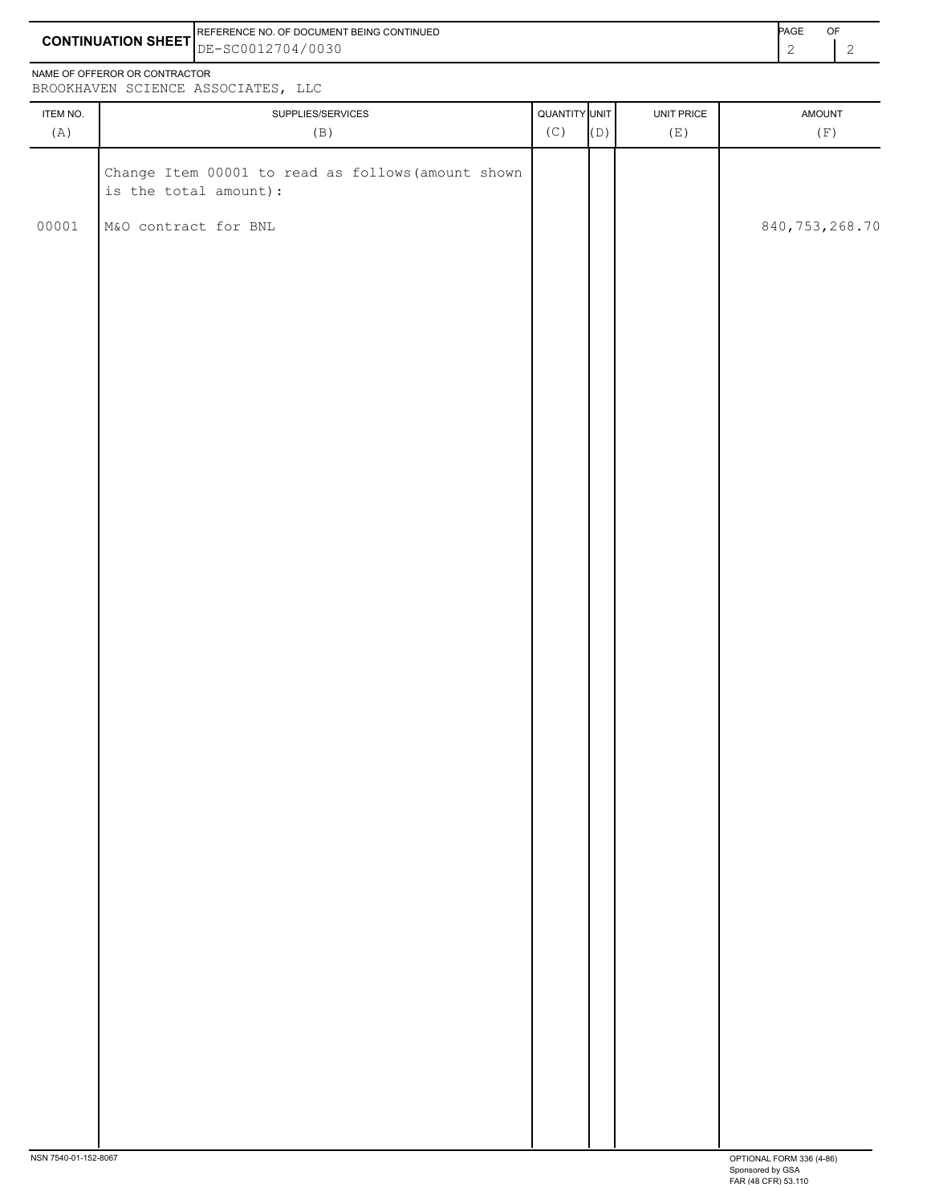**CONTINUATION SHEET**

REFERENCE NO. OF DOCUMENT BEING CONTINUED
DE-SC0012704/0030

NAME OF OFFEROR OR CONTRACTOR
BROOKHAVEN SCIENCE ASSOCIATES, LLC

| ITEM NO. (A) | SUPPLIES/SERVICES (B) | QUANTITY (C) | UNIT (D) | UNIT PRICE (E) | AMOUNT (F) |
|---|---|---|---|---|---|
| | Change Item 00001 to read as follows(amount shown is the total amount): | | | | |
| 00001 | M&O contract for BNL | | | | 840,753,268.70 |

NSN 7540-01-152-8067

OPTIONAL FORM 336 (4-86)
Sponsored by GSA
FAR (48 CFR) 53.110